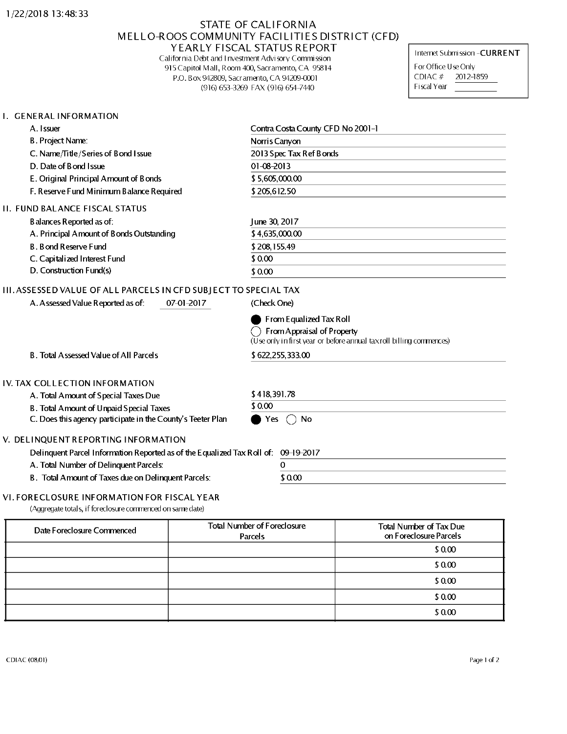1/22/2018 13:48:33

# STATE OF CALIFORNIA
# MELLO-ROOS COMMUNITY FACILITIES DISTRICT (CFD)
# YEARLY FISCAL STATUS REPORT

California Debt and Investment Advisory Commission
915 Capitol Mall, Room 400, Sacramento, CA 95814
P.O. Box 942809, Sacramento, CA 94209-0001
(916) 653-3269 FAX (916) 654-7440

Internet Submission - **CURRENT**
For Office Use Only
CDIAC # 2012-1859
Fiscal Year

## I. GENERAL INFORMATION

| | |
|---|---|
| A. Issuer | Contra Costa County CFD No 2001-1 |
| B. Project Name: | Norris Canyon |
| C. Name/Title/Series of Bond Issue | 2013 Spec Tax Ref Bonds |
| D. Date of Bond Issue | 01-08-2013 |
| E. Original Principal Amount of Bonds | $ 5,605,000.00 |
| F. Reserve Fund Minimum Balance Required | $ 205,612.50 |

## II. FUND BALANCE FISCAL STATUS

| | |
|---|---|
| Balances Reported as of: | June 30, 2017 |
| A. Principal Amount of Bonds Outstanding | $ 4,635,000.00 |
| B. Bond Reserve Fund | $ 208,155.49 |
| C. Capitalized Interest Fund | $ 0.00 |
| D. Construction Fund(s) | $ 0.00 |

## III. ASSESSED VALUE OF ALL PARCELS IN CFD SUBJECT TO SPECIAL TAX

A. Assessed Value Reported as of: 07-01-2017

(Check One)

- ● From Equalized Tax Roll
- ○ From Appraisal of Property
  (Use only in first year or before annual tax roll billing commences)

B. Total Assessed Value of All Parcels: $ 622,255,333.00

## IV. TAX COLLECTION INFORMATION

| | |
|---|---|
| A. Total Amount of Special Taxes Due | $ 418,391.78 |
| B. Total Amount of Unpaid Special Taxes | $ 0.00 |
| C. Does this agency participate in the County's Teeter Plan | ● Yes ○ No |

## V. DELINQUENT REPORTING INFORMATION

| | |
|---|---|
| Delinquent Parcel Information Reported as of the Equalized Tax Roll of: | 09-19-2017 |
| A. Total Number of Delinquent Parcels: | 0 |
| B. Total Amount of Taxes due on Delinquent Parcels: | $ 0.00 |

## VI. FORECLOSURE INFORMATION FOR FISCAL YEAR

(Aggregate totals, if foreclosure commenced on same date)

| Date Foreclosure Commenced | Total Number of Foreclosure Parcels | Total Number of Tax Due on Foreclosure Parcels |
|---|---|---|
| | | $ 0.00 |
| | | $ 0.00 |
| | | $ 0.00 |
| | | $ 0.00 |
| | | $ 0.00 |

CDIAC (08,01)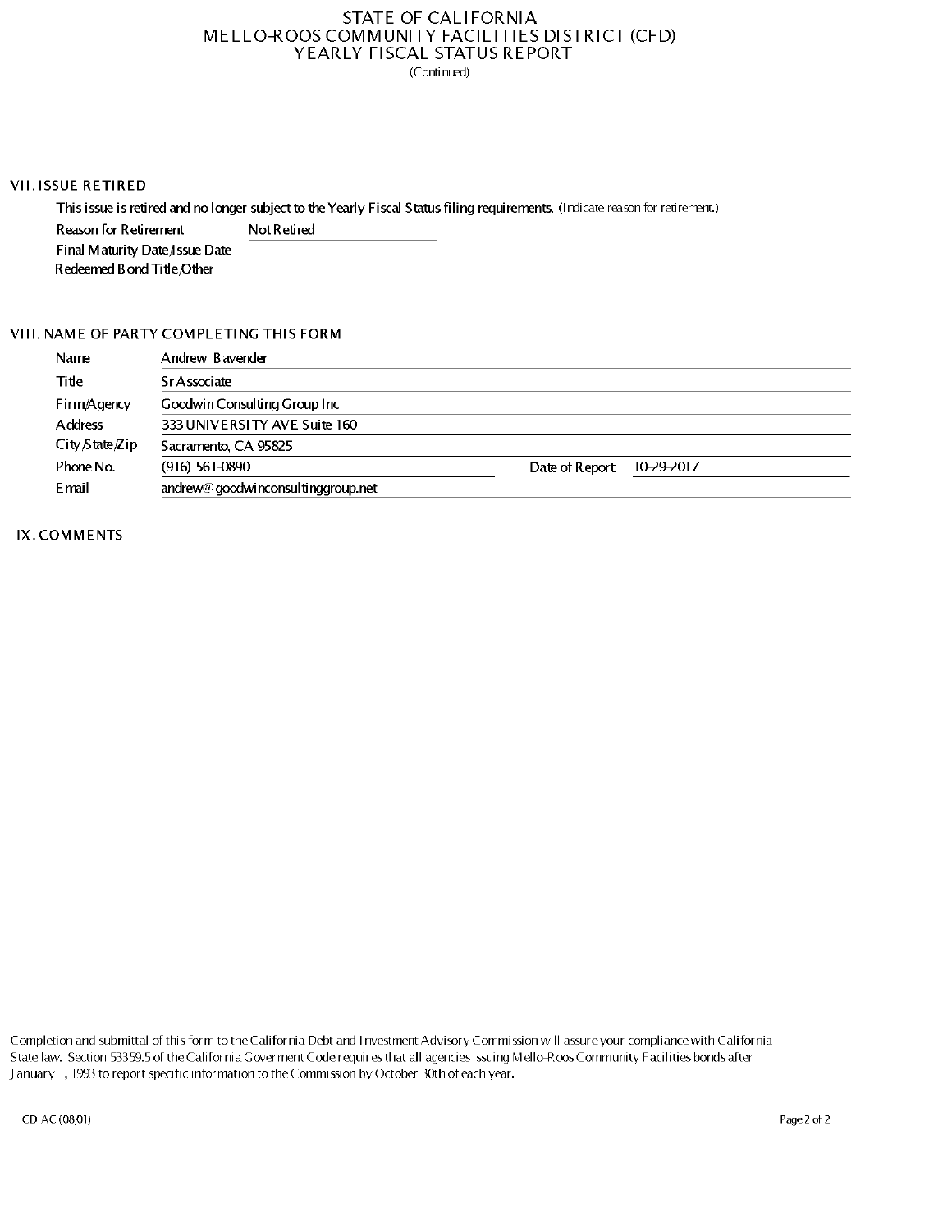# STATE OF CALIFORNIA
# MELLO-ROOS COMMUNITY FACILITIES DISTRICT (CFD)
# YEARLY FISCAL STATUS REPORT

(Continued)

## VII. ISSUE RETIRED

This issue is retired and no longer subject to the Yearly Fiscal Status filing requirements. (Indicate reason for retirement.)

| | |
|---|---|
| Reason for Retirement | Not Retired |
| Final Maturity Date/Issue Date | |
| Redeemed Bond Title/Other | |

## VIII. NAME OF PARTY COMPLETING THIS FORM

| | | | |
|---|---|---|---|
| Name | Andrew Bavender | | |
| Title | Sr Associate | | |
| Firm/Agency | Goodwin Consulting Group Inc | | |
| Address | 333 UNIVERSITY AVE Suite 160 | | |
| City/State/Zip | Sacramento, CA 95825 | | |
| Phone No. | (916) 561-0890 | Date of Report | 10-29-2017 |
| Email | andrew@goodwinconsultinggroup.net | | |

## IX. COMMENTS

Completion and submittal of this form to the California Debt and Investment Advisory Commission will assure your compliance with California State law. Section 53359.5 of the California Goverment Code requires that all agencies issuing Mello-Roos Community Facilities bonds after January 1, 1993 to report specific information to the Commission by October 30th of each year.

CDIAC (08,01)